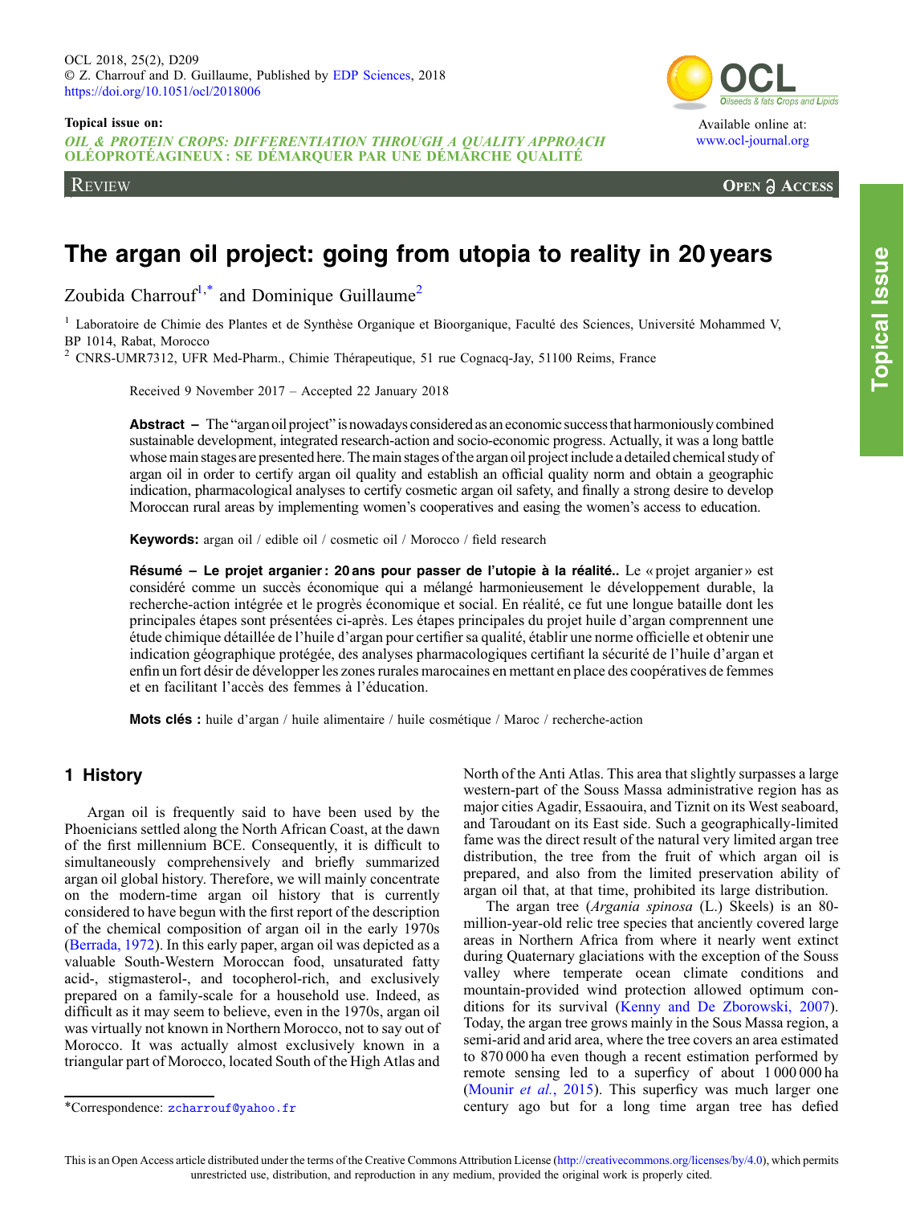Topical issue on:

*OIL & PROTEIN CROPS: DIFFERENTIATION THROUGH A QUALITY APPROACH*
*OLÉOPROTÉAGINEUX : SE DÉMARQUER PAR UNE DÉMARCHE QUALITÉ*

REVIEW

OPEN ACCESS

# The argan oil project: going from utopia to reality in 20 years

Zoubida Charrouf[1,*] and Dominique Guillaume[2]

[1] Laboratoire de Chimie des Plantes et de Synthèse Organique et Bioorganique, Faculté des Sciences, Université Mohammed V, BP 1014, Rabat, Morocco
[2] CNRS-UMR7312, UFR Med-Pharm., Chimie Thérapeutique, 51 rue Cognacq-Jay, 51100 Reims, France

Received 9 November 2017 – Accepted 22 January 2018

**Abstract –** The "argan oil project" is nowadays considered as an economic success that harmoniously combined sustainable development, integrated research-action and socio-economic progress. Actually, it was a long battle whose main stages are presented here. The main stages of the argan oil project include a detailed chemical study of argan oil in order to certify argan oil quality and establish an official quality norm and obtain a geographic indication, pharmacological analyses to certify cosmetic argan oil safety, and finally a strong desire to develop Moroccan rural areas by implementing women's cooperatives and easing the women's access to education.

**Keywords:** argan oil / edible oil / cosmetic oil / Morocco / field research

**Résumé – Le projet arganier : 20 ans pour passer de l'utopie à la réalité..** Le « projet arganier » est considéré comme un succès économique qui a mélangé harmonieusement le développement durable, la recherche-action intégrée et le progrès économique et social. En réalité, ce fut une longue bataille dont les principales étapes sont présentées ci-après. Les étapes principales du projet huile d'argan comprennent une étude chimique détaillée de l'huile d'argan pour certifier sa qualité, établir une norme officielle et obtenir une indication géographique protégée, des analyses pharmacologiques certifiant la sécurité de l'huile d'argan et enfin un fort désir de développer les zones rurales marocaines en mettant en place des coopératives de femmes et en facilitant l'accès des femmes à l'éducation.

**Mots clés :** huile d'argan / huile alimentaire / huile cosmétique / Maroc / recherche-action

## 1 History

Argan oil is frequently said to have been used by the Phoenicians settled along the North African Coast, at the dawn of the first millennium BCE. Consequently, it is difficult to simultaneously comprehensively and briefly summarized argan oil global history. Therefore, we will mainly concentrate on the modern-time argan oil history that is currently considered to have begun with the first report of the description of the chemical composition of argan oil in the early 1970s (Berrada, 1972). In this early paper, argan oil was depicted as a valuable South-Western Moroccan food, unsaturated fatty acid-, stigmasterol-, and tocopherol-rich, and exclusively prepared on a family-scale for a household use. Indeed, as difficult as it may seem to believe, even in the 1970s, argan oil was virtually not known in Northern Morocco, not to say out of Morocco. It was actually almost exclusively known in a triangular part of Morocco, located South of the High Atlas and North of the Anti Atlas. This area that slightly surpasses a large western-part of the Souss Massa administrative region has as major cities Agadir, Essaouira, and Tiznit on its West seaboard, and Taroudant on its East side. Such a geographically-limited fame was the direct result of the natural very limited argan tree distribution, the tree from the fruit of which argan oil is prepared, and also from the limited preservation ability of argan oil that, at that time, prohibited its large distribution.

The argan tree (*Argania spinosa* (L.) Skeels) is an 80-million-year-old relic tree species that anciently covered large areas in Northern Africa from where it nearly went extinct during Quaternary glaciations with the exception of the Souss valley where temperate ocean climate conditions and mountain-provided wind protection allowed optimum conditions for its survival (Kenny and De Zborowski, 2007). Today, the argan tree grows mainly in the Sous Massa region, a semi-arid and arid area, where the tree covers an area estimated to 870 000 ha even though a recent estimation performed by remote sensing led to a superficy of about 1 000 000 ha (Mounir *et al.*, 2015). This superficy was much larger one century ago but for a long time argan tree has defied

*Correspondence: zcharrouf@yahoo.fr

This is an Open Access article distributed under the terms of the Creative Commons Attribution License (http://creativecommons.org/licenses/by/4.0), which permits unrestricted use, distribution, and reproduction in any medium, provided the original work is properly cited.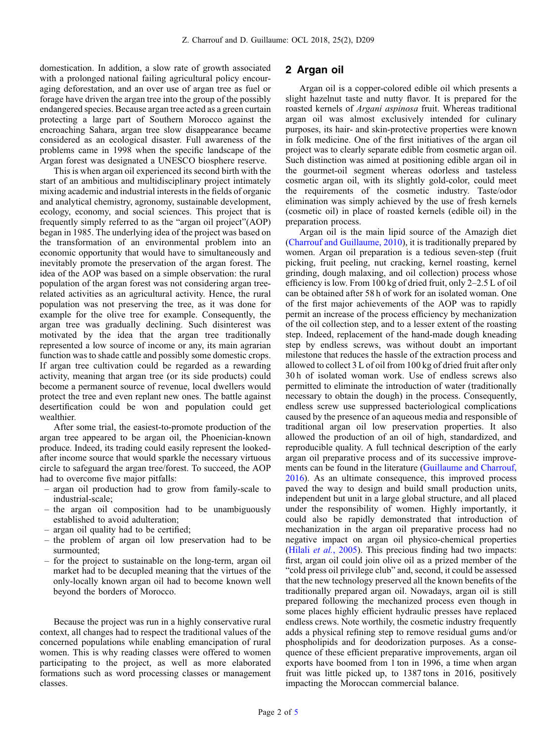domestication. In addition, a slow rate of growth associated with a prolonged national failing agricultural policy encouraging deforestation, and an over use of argan tree as fuel or forage have driven the argan tree into the group of the possibly endangered species. Because argan tree acted as a green curtain protecting a large part of Southern Morocco against the encroaching Sahara, argan tree slow disappearance became considered as an ecological disaster. Full awareness of the problems came in 1998 when the specific landscape of the Argan forest was designated a UNESCO biosphere reserve.

This is when argan oil experienced its second birth with the start of an ambitious and multidisciplinary project intimately mixing academic and industrial interests in the fields of organic and analytical chemistry, agronomy, sustainable development, ecology, economy, and social sciences. This project that is frequently simply referred to as the "argan oil project"(AOP) began in 1985. The underlying idea of the project was based on the transformation of an environmental problem into an economic opportunity that would have to simultaneously and inevitably promote the preservation of the argan forest. The idea of the AOP was based on a simple observation: the rural population of the argan forest was not considering argan tree-related activities as an agricultural activity. Hence, the rural population was not preserving the tree, as it was done for example for the olive tree for example. Consequently, the argan tree was gradually declining. Such disinterest was motivated by the idea that the argan tree traditionally represented a low source of income or any, its main agrarian function was to shade cattle and possibly some domestic crops. If argan tree cultivation could be regarded as a rewarding activity, meaning that argan tree (or its side products) could become a permanent source of revenue, local dwellers would protect the tree and even replant new ones. The battle against desertification could be won and population could get wealthier.

After some trial, the easiest-to-promote production of the argan tree appeared to be argan oil, the Phoenician-known produce. Indeed, its trading could easily represent the looked-after income source that would sparkle the necessary virtuous circle to safeguard the argan tree/forest. To succeed, the AOP had to overcome five major pitfalls:

- argan oil production had to grow from family-scale to industrial-scale;
- the argan oil composition had to be unambiguously established to avoid adulteration;
- argan oil quality had to be certified;
- the problem of argan oil low preservation had to be surmounted;
- for the project to sustainable on the long-term, argan oil market had to be decupled meaning that the virtues of the only-locally known argan oil had to become known well beyond the borders of Morocco.

Because the project was run in a highly conservative rural context, all changes had to respect the traditional values of the concerned populations while enabling emancipation of rural women. This is why reading classes were offered to women participating to the project, as well as more elaborated formations such as word processing classes or management classes.

## 2 Argan oil

Argan oil is a copper-colored edible oil which presents a slight hazelnut taste and nutty flavor. It is prepared for the roasted kernels of *Argani aspinosa* fruit. Whereas traditional argan oil was almost exclusively intended for culinary purposes, its hair- and skin-protective properties were known in folk medicine. One of the first initiatives of the argan oil project was to clearly separate edible from cosmetic argan oil. Such distinction was aimed at positioning edible argan oil in the gourmet-oil segment whereas odorless and tasteless cosmetic argan oil, with its slightly gold-color, could meet the requirements of the cosmetic industry. Taste/odor elimination was simply achieved by the use of fresh kernels (cosmetic oil) in place of roasted kernels (edible oil) in the preparation process.

Argan oil is the main lipid source of the Amazigh diet (Charrouf and Guillaume, 2010), it is traditionally prepared by women. Argan oil preparation is a tedious seven-step (fruit picking, fruit peeling, nut cracking, kernel roasting, kernel grinding, dough malaxing, and oil collection) process whose efficiency is low. From 100 kg of dried fruit, only 2–2.5 L of oil can be obtained after 58 h of work for an isolated woman. One of the first major achievements of the AOP was to rapidly permit an increase of the process efficiency by mechanization of the oil collection step, and to a lesser extent of the roasting step. Indeed, replacement of the hand-made dough kneading step by endless screws, was without doubt an important milestone that reduces the hassle of the extraction process and allowed to collect 3 L of oil from 100 kg of dried fruit after only 30 h of isolated woman work. Use of endless screws also permitted to eliminate the introduction of water (traditionally necessary to obtain the dough) in the process. Consequently, endless screw use suppressed bacteriological complications caused by the presence of an aqueous media and responsible of traditional argan oil low preservation properties. It also allowed the production of an oil of high, standardized, and reproducible quality. A full technical description of the early argan oil preparative process and of its successive improvements can be found in the literature (Guillaume and Charrouf, 2016). As an ultimate consequence, this improved process paved the way to design and build small production units, independent but unit in a large global structure, and all placed under the responsibility of women. Highly importantly, it could also be rapidly demonstrated that introduction of mechanization in the argan oil preparative process had no negative impact on argan oil physico-chemical properties (Hilali *et al.*, 2005). This precious finding had two impacts: first, argan oil could join olive oil as a prized member of the "cold press oil privilege club" and, second, it could be assessed that the new technology preserved all the known benefits of the traditionally prepared argan oil. Nowadays, argan oil is still prepared following the mechanized process even though in some places highly efficient hydraulic presses have replaced endless crews. Note worthily, the cosmetic industry frequently adds a physical refining step to remove residual gums and/or phospholipids and for deodorization purposes. As a consequence of these efficient preparative improvements, argan oil exports have boomed from 1 ton in 1996, a time when argan fruit was little picked up, to 1387 tons in 2016, positively impacting the Moroccan commercial balance.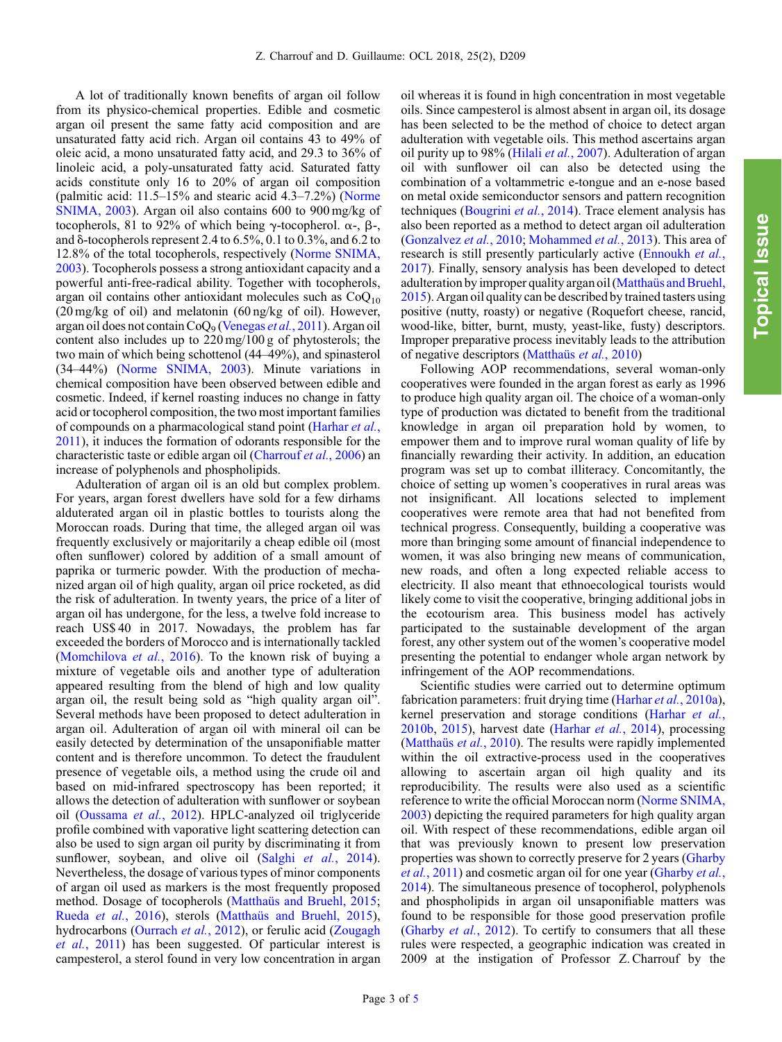A lot of traditionally known benefits of argan oil follow from its physico-chemical properties. Edible and cosmetic argan oil present the same fatty acid composition and are unsaturated fatty acid rich. Argan oil contains 43 to 49% of oleic acid, a mono unsaturated fatty acid, and 29.3 to 36% of linoleic acid, a poly-unsaturated fatty acid. Saturated fatty acids constitute only 16 to 20% of argan oil composition (palmitic acid: 11.5–15% and stearic acid 4.3–7.2%) (Norme SNIMA, 2003). Argan oil also contains 600 to 900 mg/kg of tocopherols, 81 to 92% of which being γ-tocopherol. α-, β-, and δ-tocopherols represent 2.4 to 6.5%, 0.1 to 0.3%, and 6.2 to 12.8% of the total tocopherols, respectively (Norme SNIMA, 2003). Tocopherols possess a strong antioxidant capacity and a powerful anti-free-radical ability. Together with tocopherols, argan oil contains other antioxidant molecules such as $CoQ_{10}$ (20 mg/kg of oil) and melatonin (60 ng/kg of oil). However, argan oil does not contain $CoQ_9$ (Venegas *et al.*, 2011). Argan oil content also includes up to 220 mg/100 g of phytosterols; the two main of which being schottenol (44–49%), and spinasterol (34–44%) (Norme SNIMA, 2003). Minute variations in chemical composition have been observed between edible and cosmetic. Indeed, if kernel roasting induces no change in fatty acid or tocopherol composition, the two most important families of compounds on a pharmacological stand point (Harhar *et al.*, 2011), it induces the formation of odorants responsible for the characteristic taste or edible argan oil (Charrouf *et al.*, 2006) an increase of polyphenols and phospholipids.

Adulteration of argan oil is an old but complex problem. For years, argan forest dwellers have sold for a few dirhams alduterated argan oil in plastic bottles to tourists along the Moroccan roads. During that time, the alleged argan oil was frequently exclusively or majoritarily a cheap edible oil (most often sunflower) colored by addition of a small amount of paprika or turmeric powder. With the production of mechanized argan oil of high quality, argan oil price rocketed, as did the risk of adulteration. In twenty years, the price of a liter of argan oil has undergone, for the less, a twelve fold increase to reach US$ 40 in 2017. Nowadays, the problem has far exceeded the borders of Morocco and is internationally tackled (Momchilova *et al.*, 2016). To the known risk of buying a mixture of vegetable oils and another type of adulteration appeared resulting from the blend of high and low quality argan oil, the result being sold as "high quality argan oil". Several methods have been proposed to detect adulteration in argan oil. Adulteration of argan oil with mineral oil can be easily detected by determination of the unsaponifiable matter content and is therefore uncommon. To detect the fraudulent presence of vegetable oils, a method using the crude oil and based on mid-infrared spectroscopy has been reported; it allows the detection of adulteration with sunflower or soybean oil (Oussama *et al.*, 2012). HPLC-analyzed oil triglyceride profile combined with vaporative light scattering detection can also be used to sign argan oil purity by discriminating it from sunflower, soybean, and olive oil (Salghi *et al.*, 2014). Nevertheless, the dosage of various types of minor components of argan oil used as markers is the most frequently proposed method. Dosage of tocopherols (Matthaüs and Bruehl, 2015; Rueda *et al.*, 2016), sterols (Matthaüs and Bruehl, 2015), hydrocarbons (Ourrach *et al.*, 2012), or ferulic acid (Zougagh *et al.*, 2011) has been suggested. Of particular interest is campesterol, a sterol found in very low concentration in argan oil whereas it is found in high concentration in most vegetable oils. Since campesterol is almost absent in argan oil, its dosage has been selected to be the method of choice to detect argan adulteration with vegetable oils. This method ascertains argan oil purity up to 98% (Hilali *et al.*, 2007). Adulteration of argan oil with sunflower oil can also be detected using the combination of a voltammetric e-tongue and an e-nose based on metal oxide semiconductor sensors and pattern recognition techniques (Bougrini *et al.*, 2014). Trace element analysis has also been reported as a method to detect argan oil adulteration (Gonzalvez *et al.*, 2010; Mohammed *et al.*, 2013). This area of research is still presently particularly active (Ennoukh *et al.*, 2017). Finally, sensory analysis has been developed to detect adulteration by improper quality argan oil (Matthaüs and Bruehl, 2015). Argan oil quality can be described by trained tasters using positive (nutty, roasty) or negative (Roquefort cheese, rancid, wood-like, bitter, burnt, musty, yeast-like, fusty) descriptors. Improper preparative process inevitably leads to the attribution of negative descriptors (Matthaüs *et al.*, 2010)

Following AOP recommendations, several woman-only cooperatives were founded in the argan forest as early as 1996 to produce high quality argan oil. The choice of a woman-only type of production was dictated to benefit from the traditional knowledge in argan oil preparation hold by women, to empower them and to improve rural woman quality of life by financially rewarding their activity. In addition, an education program was set up to combat illiteracy. Concomitantly, the choice of setting up women's cooperatives in rural areas was not insignificant. All locations selected to implement cooperatives were remote area that had not benefited from technical progress. Consequently, building a cooperative was more than bringing some amount of financial independence to women, it was also bringing new means of communication, new roads, and often a long expected reliable access to electricity. Il also meant that ethnoecological tourists would likely come to visit the cooperative, bringing additional jobs in the ecotourism area. This business model has actively participated to the sustainable development of the argan forest, any other system out of the women's cooperative model presenting the potential to endanger whole argan network by infringement of the AOP recommendations.

Scientific studies were carried out to determine optimum fabrication parameters: fruit drying time (Harhar *et al.*, 2010a), kernel preservation and storage conditions (Harhar *et al.*, 2010b, 2015), harvest date (Harhar *et al.*, 2014), processing (Matthaüs *et al.*, 2010). The results were rapidly implemented within the oil extractive-process used in the cooperatives allowing to ascertain argan oil high quality and its reproducibility. The results were also used as a scientific reference to write the official Moroccan norm (Norme SNIMA, 2003) depicting the required parameters for high quality argan oil. With respect of these recommendations, edible argan oil that was previously known to present low preservation properties was shown to correctly preserve for 2 years (Gharby *et al.*, 2011) and cosmetic argan oil for one year (Gharby *et al.*, 2014). The simultaneous presence of tocopherol, polyphenols and phospholipids in argan oil unsaponifiable matters was found to be responsible for those good preservation profile (Gharby *et al.*, 2012). To certify to consumers that all these rules were respected, a geographic indication was created in 2009 at the instigation of Professor Z. Charrouf by the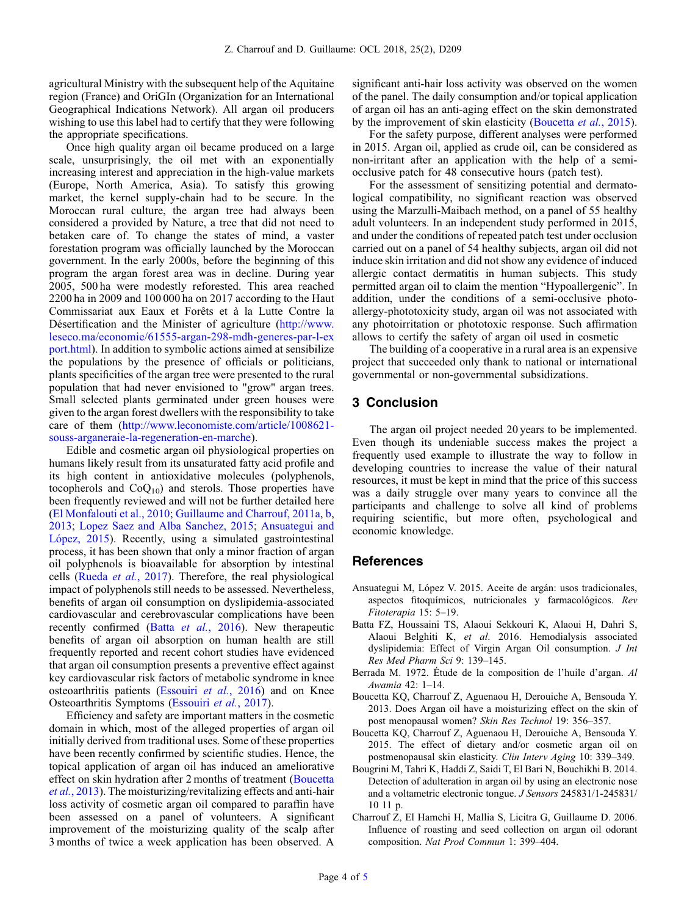agricultural Ministry with the subsequent help of the Aquitaine region (France) and OriGIn (Organization for an International Geographical Indications Network). All argan oil producers wishing to use this label had to certify that they were following the appropriate specifications.

Once high quality argan oil became produced on a large scale, unsurprisingly, the oil met with an exponentially increasing interest and appreciation in the high-value markets (Europe, North America, Asia). To satisfy this growing market, the kernel supply-chain had to be secure. In the Moroccan rural culture, the argan tree had always been considered a provided by Nature, a tree that did not need to betaken care of. To change the states of mind, a vaster forestation program was officially launched by the Moroccan government. In the early 2000s, before the beginning of this program the argan forest area was in decline. During year 2005, 500 ha were modestly reforested. This area reached 2200 ha in 2009 and 100 000 ha on 2017 according to the Haut Commissariat aux Eaux et Forêts et à la Lutte Contre la Désertification and the Minister of agriculture (http://www.leseco.ma/economie/61555-argan-298-mdh-generes-par-l-export.html). In addition to symbolic actions aimed at sensibilize the populations by the presence of officials or politicians, plants specificities of the argan tree were presented to the rural population that had never envisioned to "grow" argan trees. Small selected plants germinated under green houses were given to the argan forest dwellers with the responsibility to take care of them (http://www.leconomiste.com/article/1008621-souss-arganeraie-la-regeneration-en-marche).

Edible and cosmetic argan oil physiological properties on humans likely result from its unsaturated fatty acid profile and its high content in antioxidative molecules (polyphenols, tocopherols and $CoQ_{10}$) and sterols. Those properties have been frequently reviewed and will not be further detailed here (El Monfalouti et al., 2010; Guillaume and Charrouf, 2011a, b, 2013; Lopez Saez and Alba Sanchez, 2015; Ansuategui and López, 2015). Recently, using a simulated gastrointestinal process, it has been shown that only a minor fraction of argan oil polyphenols is bioavailable for absorption by intestinal cells (Rueda *et al.*, 2017). Therefore, the real physiological impact of polyphenols still needs to be assessed. Nevertheless, benefits of argan oil consumption on dyslipidemia-associated cardiovascular and cerebrovascular complications have been recently confirmed (Batta *et al.*, 2016). New therapeutic benefits of argan oil absorption on human health are still frequently reported and recent cohort studies have evidenced that argan oil consumption presents a preventive effect against key cardiovascular risk factors of metabolic syndrome in knee osteoarthritis patients (Essouiri *et al.*, 2016) and on Knee Osteoarthritis Symptoms (Essouiri *et al.*, 2017).

Efficiency and safety are important matters in the cosmetic domain in which, most of the alleged properties of argan oil initially derived from traditional uses. Some of these properties have been recently confirmed by scientific studies. Hence, the topical application of argan oil has induced an ameliorative effect on skin hydration after 2 months of treatment (Boucetta *et al.*, 2013). The moisturizing/revitalizing effects and anti-hair loss activity of cosmetic argan oil compared to paraffin have been assessed on a panel of volunteers. A significant improvement of the moisturizing quality of the scalp after 3 months of twice a week application has been observed. A significant anti-hair loss activity was observed on the women of the panel. The daily consumption and/or topical application of argan oil has an anti-aging effect on the skin demonstrated by the improvement of skin elasticity (Boucetta *et al.*, 2015).

For the safety purpose, different analyses were performed in 2015. Argan oil, applied as crude oil, can be considered as non-irritant after an application with the help of a semi-occlusive patch for 48 consecutive hours (patch test).

For the assessment of sensitizing potential and dermatological compatibility, no significant reaction was observed using the Marzulli-Maibach method, on a panel of 55 healthy adult volunteers. In an independent study performed in 2015, and under the conditions of repeated patch test under occlusion carried out on a panel of 54 healthy subjects, argan oil did not induce skin irritation and did not show any evidence of induced allergic contact dermatitis in human subjects. This study permitted argan oil to claim the mention "Hypoallergenic". In addition, under the conditions of a semi-occlusive photo-allergy-phototoxicity study, argan oil was not associated with any photoirritation or phototoxic response. Such affirmation allows to certify the safety of argan oil used in cosmetic

The building of a cooperative in a rural area is an expensive project that succeeded only thank to national or international governmental or non-governmental subsidizations.

## 3 Conclusion

The argan oil project needed 20 years to be implemented. Even though its undeniable success makes the project a frequently used example to illustrate the way to follow in developing countries to increase the value of their natural resources, it must be kept in mind that the price of this success was a daily struggle over many years to convince all the participants and challenge to solve all kind of problems requiring scientific, but more often, psychological and economic knowledge.

## References

Ansuategui M, López V. 2015. Aceite de argán: usos tradicionales, aspectos fitoquímicos, nutricionales y farmacológicos. *Rev Fitoterapia* 15: 5–19.

Batta FZ, Houssaini TS, Alaoui Sekkouri K, Alaoui H, Dahri S, Alaoui Belghiti K, *et al*. 2016. Hemodialysis associated dyslipidemia: Effect of Virgin Argan Oil consumption. *J Int Res Med Pharm Sci* 9: 139–145.

Berrada M. 1972. Étude de la composition de l'huile d'argan. *Al Awamia* 42: 1–14.

Boucetta KQ, Charrouf Z, Aguenaou H, Derouiche A, Bensouda Y. 2013. Does Argan oil have a moisturizing effect on the skin of post menopausal women? *Skin Res Technol* 19: 356–357.

Boucetta KQ, Charrouf Z, Aguenaou H, Derouiche A, Bensouda Y. 2015. The effect of dietary and/or cosmetic argan oil on postmenopausal skin elasticity. *Clin Interv Aging* 10: 339–349.

Bougrini M, Tahri K, Haddi Z, Saidi T, El Bari N, Bouchikhi B. 2014. Detection of adulteration in argan oil by using an electronic nose and a voltametric electronic tongue. *J Sensors* 245831/1-245831/10 11 p.

Charrouf Z, El Hamchi H, Mallia S, Licitra G, Guillaume D. 2006. Influence of roasting and seed collection on argan oil odorant composition. *Nat Prod Commun* 1: 399–404.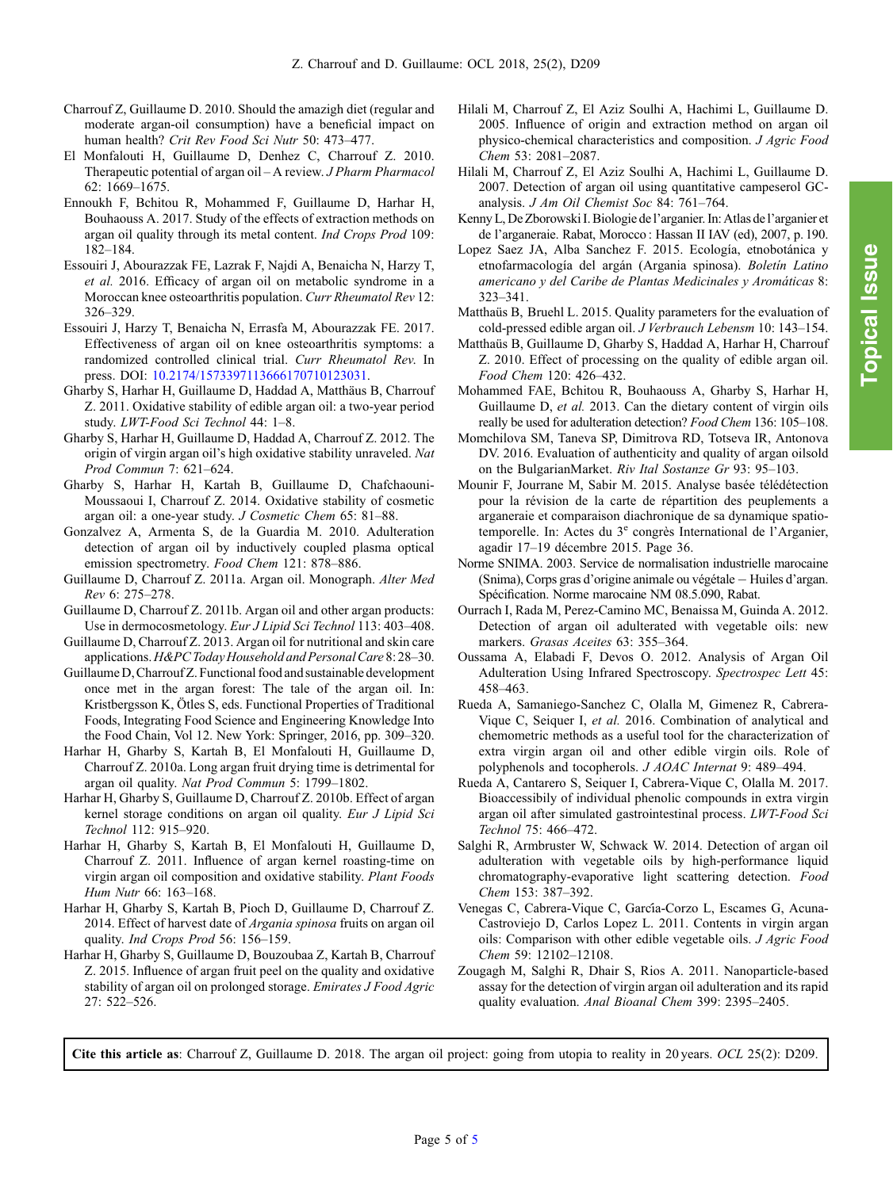Charrouf Z, Guillaume D. 2010. Should the amazigh diet (regular and moderate argan-oil consumption) have a beneficial impact on human health? *Crit Rev Food Sci Nutr* 50: 473–477.

El Monfalouti H, Guillaume D, Denhez C, Charrouf Z. 2010. Therapeutic potential of argan oil – A review. *J Pharm Pharmacol* 62: 1669–1675.

Ennoukh F, Bchitou R, Mohammed F, Guillaume D, Harhar H, Bouhaouss A. 2017. Study of the effects of extraction methods on argan oil quality through its metal content. *Ind Crops Prod* 109: 182–184.

Essouiri J, Abourazzak FE, Lazrak F, Najdi A, Benaicha N, Harzy T, *et al.* 2016. Efficacy of argan oil on metabolic syndrome in a Moroccan knee osteoarthritis population. *Curr Rheumatol Rev* 12: 326–329.

Essouiri J, Harzy T, Benaicha N, Errasfa M, Abourazzak FE. 2017. Effectiveness of argan oil on knee osteoarthritis symptoms: a randomized controlled clinical trial. *Curr Rheumatol Rev.* In press. DOI: 10.2174/1573397113666170710123031.

Gharby S, Harhar H, Guillaume D, Haddad A, Matthäus B, Charrouf Z. 2011. Oxidative stability of edible argan oil: a two-year period study. *LWT-Food Sci Technol* 44: 1–8.

Gharby S, Harhar H, Guillaume D, Haddad A, Charrouf Z. 2012. The origin of virgin argan oil's high oxidative stability unraveled. *Nat Prod Commun* 7: 621–624.

Gharby S, Harhar H, Kartah B, Guillaume D, Chafchaouni-Moussaoui I, Charrouf Z. 2014. Oxidative stability of cosmetic argan oil: a one-year study. *J Cosmetic Chem* 65: 81–88.

Gonzalvez A, Armenta S, de la Guardia M. 2010. Adulteration detection of argan oil by inductively coupled plasma optical emission spectrometry. *Food Chem* 121: 878–886.

Guillaume D, Charrouf Z. 2011a. Argan oil. Monograph. *Alter Med Rev* 6: 275–278.

Guillaume D, Charrouf Z. 2011b. Argan oil and other argan products: Use in dermocosmetology. *Eur J Lipid Sci Technol* 113: 403–408.

Guillaume D, Charrouf Z. 2013. Argan oil for nutritional and skin care applications. *H&PC Today Household and Personal Care* 8: 28–30.

Guillaume D, Charrouf Z. Functional food and sustainable development once met in the argan forest: The tale of the argan oil. In: Kristbergsson K, Ötles S, eds. Functional Properties of Traditional Foods, Integrating Food Science and Engineering Knowledge Into the Food Chain, Vol 12. New York: Springer, 2016, pp. 309–320.

Harhar H, Gharby S, Kartah B, El Monfalouti H, Guillaume D, Charrouf Z. 2010a. Long argan fruit drying time is detrimental for argan oil quality. *Nat Prod Commun* 5: 1799–1802.

Harhar H, Gharby S, Guillaume D, Charrouf Z. 2010b. Effect of argan kernel storage conditions on argan oil quality. *Eur J Lipid Sci Technol* 112: 915–920.

Harhar H, Gharby S, Kartah B, El Monfalouti H, Guillaume D, Charrouf Z. 2011. Influence of argan kernel roasting-time on virgin argan oil composition and oxidative stability. *Plant Foods Hum Nutr* 66: 163–168.

Harhar H, Gharby S, Kartah B, Pioch D, Guillaume D, Charrouf Z. 2014. Effect of harvest date of *Argania spinosa* fruits on argan oil quality. *Ind Crops Prod* 56: 156–159.

Harhar H, Gharby S, Guillaume D, Bouzoubaa Z, Kartah B, Charrouf Z. 2015. Influence of argan fruit peel on the quality and oxidative stability of argan oil on prolonged storage. *Emirates J Food Agric* 27: 522–526.

Hilali M, Charrouf Z, El Aziz Soulhi A, Hachimi L, Guillaume D. 2005. Influence of origin and extraction method on argan oil physico-chemical characteristics and composition. *J Agric Food Chem* 53: 2081–2087.

Hilali M, Charrouf Z, El Aziz Soulhi A, Hachimi L, Guillaume D. 2007. Detection of argan oil using quantitative campeserol GC-analysis. *J Am Oil Chemist Soc* 84: 761–764.

Kenny L, De Zborowski I. Biologie de l'arganier. In: Atlas de l'arganier et de l'arganeraie. Rabat, Morocco : Hassan II IAV (ed), 2007, p. 190.

Lopez Saez JA, Alba Sanchez F. 2015. Ecología, etnobotánica y etnofarmacología del argán (Argania spinosa). *Boletín Latino americano y del Caribe de Plantas Medicinales y Aromáticas* 8: 323–341.

Matthaüs B, Bruehl L. 2015. Quality parameters for the evaluation of cold-pressed edible argan oil. *J Verbrauch Lebensm* 10: 143–154.

Matthaüs B, Guillaume D, Gharby S, Haddad A, Harhar H, Charrouf Z. 2010. Effect of processing on the quality of edible argan oil. *Food Chem* 120: 426–432.

Mohammed FAE, Bchitou R, Bouhaouss A, Gharby S, Harhar H, Guillaume D, *et al.* 2013. Can the dietary content of virgin oils really be used for adulteration detection? *Food Chem* 136: 105–108.

Momchilova SM, Taneva SP, Dimitrova RD, Totseva IR, Antonova DV. 2016. Evaluation of authenticity and quality of argan oilsold on the BulgarianMarket. *Riv Ital Sostanze Gr* 93: 95–103.

Mounir F, Jourrane M, Sabir M. 2015. Analyse basée télédétection pour la révision de la carte de répartition des peuplements a arganeraie et comparaison diachronique de sa dynamique spatio-temporelle. In: Actes du 3[e] congrès International de l'Arganier, agadir 17–19 décembre 2015. Page 36.

Norme SNIMA. 2003. Service de normalisation industrielle marocaine (Snima), Corps gras d'origine animale ou végétale – Huiles d'argan. Spécification. Norme marocaine NM 08.5.090, Rabat.

Ourrach I, Rada M, Perez-Camino MC, Benaissa M, Guinda A. 2012. Detection of argan oil adulterated with vegetable oils: new markers. *Grasas Aceites* 63: 355–364.

Oussama A, Elabadi F, Devos O. 2012. Analysis of Argan Oil Adulteration Using Infrared Spectroscopy. *Spectrospec Lett* 45: 458–463.

Rueda A, Samaniego-Sanchez C, Olalla M, Gimenez R, Cabrera-Vique C, Seiquer I, *et al.* 2016. Combination of analytical and chemometric methods as a useful tool for the characterization of extra virgin argan oil and other edible virgin oils. Role of polyphenols and tocopherols. *J AOAC Internat* 9: 489–494.

Rueda A, Cantarero S, Seiquer I, Cabrera-Vique C, Olalla M. 2017. Bioaccessibily of individual phenolic compounds in extra virgin argan oil after simulated gastrointestinal process. *LWT-Food Sci Technol* 75: 466–472.

Salghi R, Armbruster W, Schwack W. 2014. Detection of argan oil adulteration with vegetable oils by high-performance liquid chromatography-evaporative light scattering detection. *Food Chem* 153: 387–392.

Venegas C, Cabrera-Vique C, García-Corzo L, Escames G, Acuna-Castroviejo D, Carlos Lopez L. 2011. Contents in virgin argan oils: Comparison with other edible vegetable oils. *J Agric Food Chem* 59: 12102–12108.

Zougagh M, Salghi R, Dhair S, Rios A. 2011. Nanoparticle-based assay for the detection of virgin argan oil adulteration and its rapid quality evaluation. *Anal Bioanal Chem* 399: 2395–2405.

**Cite this article as**: Charrouf Z, Guillaume D. 2018. The argan oil project: going from utopia to reality in 20 years. *OCL* 25(2): D209.